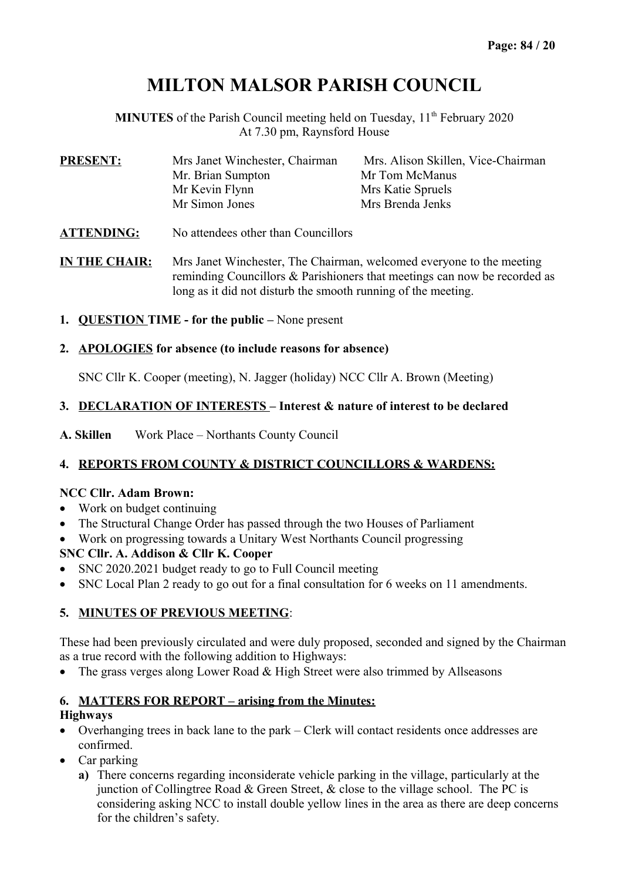# MILTON MALSOR PARISH COUNCIL

**MINUTES** of the Parish Council meeting held on Tuesday, 11th February 2020
At 7.30 pm, Raynsford House

| **PRESENT:** | | |
|---|---|---|
| | Mrs Janet Winchester, Chairman | Mrs. Alison Skillen, Vice-Chairman |
| | Mr. Brian Sumpton | Mr Tom McManus |
| | Mr Kevin Flynn | Mrs Katie Spruels |
| | Mr Simon Jones | Mrs Brenda Jenks |

**ATTENDING:** No attendees other than Councillors

**IN THE CHAIR:** Mrs Janet Winchester, The Chairman, welcomed everyone to the meeting reminding Councillors & Parishioners that meetings can now be recorded as long as it did not disturb the smooth running of the meeting.

1. **QUESTION TIME - for the public –** None present

2. **APOLOGIES for absence (to include reasons for absence)**

   SNC Cllr K. Cooper (meeting), N. Jagger (holiday) NCC Cllr A. Brown (Meeting)

3. **DECLARATION OF INTERESTS – Interest & nature of interest to be declared**

**A. Skillen** Work Place – Northants County Council

4. **REPORTS FROM COUNTY & DISTRICT COUNCILLORS & WARDENS:**

**NCC Cllr. Adam Brown:**

- Work on budget continuing
- The Structural Change Order has passed through the two Houses of Parliament
- Work on progressing towards a Unitary West Northants Council progressing

**SNC Cllr. A. Addison & Cllr K. Cooper**

- SNC 2020.2021 budget ready to go to Full Council meeting
- SNC Local Plan 2 ready to go out for a final consultation for 6 weeks on 11 amendments.

5. **MINUTES OF PREVIOUS MEETING**:

These had been previously circulated and were duly proposed, seconded and signed by the Chairman as a true record with the following addition to Highways:

- The grass verges along Lower Road & High Street were also trimmed by Allseasons

6. **MATTERS FOR REPORT – arising from the Minutes:**

**Highways**

- Overhanging trees in back lane to the park – Clerk will contact residents once addresses are confirmed.
- Car parking
  - **a)** There concerns regarding inconsiderate vehicle parking in the village, particularly at the junction of Collingtree Road & Green Street, & close to the village school. The PC is considering asking NCC to install double yellow lines in the area as there are deep concerns for the children's safety.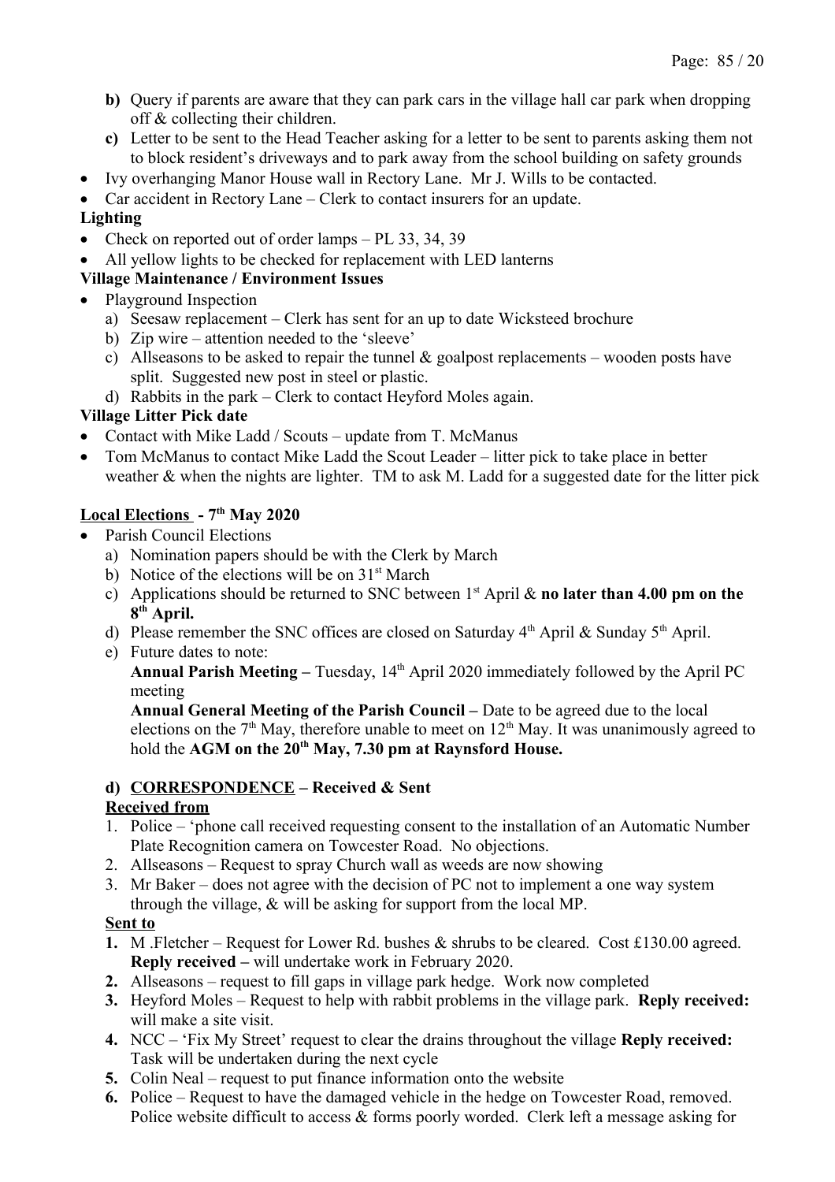**b)** Query if parents are aware that they can park cars in the village hall car park when dropping off & collecting their children.

**c)** Letter to be sent to the Head Teacher asking for a letter to be sent to parents asking them not to block resident's driveways and to park away from the school building on safety grounds

- Ivy overhanging Manor House wall in Rectory Lane. Mr J. Wills to be contacted.
- Car accident in Rectory Lane – Clerk to contact insurers for an update.

**Lighting**

- Check on reported out of order lamps – PL 33, 34, 39
- All yellow lights to be checked for replacement with LED lanterns

**Village Maintenance / Environment Issues**

- Playground Inspection
  a) Seesaw replacement – Clerk has sent for an up to date Wicksteed brochure
  b) Zip wire – attention needed to the 'sleeve'
  c) Allseasons to be asked to repair the tunnel & goalpost replacements – wooden posts have split. Suggested new post in steel or plastic.
  d) Rabbits in the park – Clerk to contact Heyford Moles again.

**Village Litter Pick date**

- Contact with Mike Ladd / Scouts – update from T. McManus
- Tom McManus to contact Mike Ladd the Scout Leader – litter pick to take place in better weather & when the nights are lighter. TM to ask M. Ladd for a suggested date for the litter pick

**Local Elections - 7th May 2020**

- Parish Council Elections
  a) Nomination papers should be with the Clerk by March
  b) Notice of the elections will be on 31st March
  c) Applications should be returned to SNC between 1st April & **no later than 4.00 pm on the 8th April.**
  d) Please remember the SNC offices are closed on Saturday 4th April & Sunday 5th April.
  e) Future dates to note:
  **Annual Parish Meeting –** Tuesday, 14th April 2020 immediately followed by the April PC meeting
  **Annual General Meeting of the Parish Council –** Date to be agreed due to the local elections on the 7th May, therefore unable to meet on 12th May. It was unanimously agreed to hold the **AGM on the 20th May, 7.30 pm at Raynsford House.**

**d) CORRESPONDENCE – Received & Sent**

**Received from**

1. Police – 'phone call received requesting consent to the installation of an Automatic Number Plate Recognition camera on Towcester Road. No objections.
2. Allseasons – Request to spray Church wall as weeds are now showing
3. Mr Baker – does not agree with the decision of PC not to implement a one way system through the village, & will be asking for support from the local MP.

**Sent to**

1. M .Fletcher – Request for Lower Rd. bushes & shrubs to be cleared. Cost £130.00 agreed. **Reply received –** will undertake work in February 2020.
2. Allseasons – request to fill gaps in village park hedge. Work now completed
3. Heyford Moles – Request to help with rabbit problems in the village park. **Reply received:** will make a site visit.
4. NCC – 'Fix My Street' request to clear the drains throughout the village **Reply received:** Task will be undertaken during the next cycle
5. Colin Neal – request to put finance information onto the website
6. Police – Request to have the damaged vehicle in the hedge on Towcester Road, removed. Police website difficult to access & forms poorly worded. Clerk left a message asking for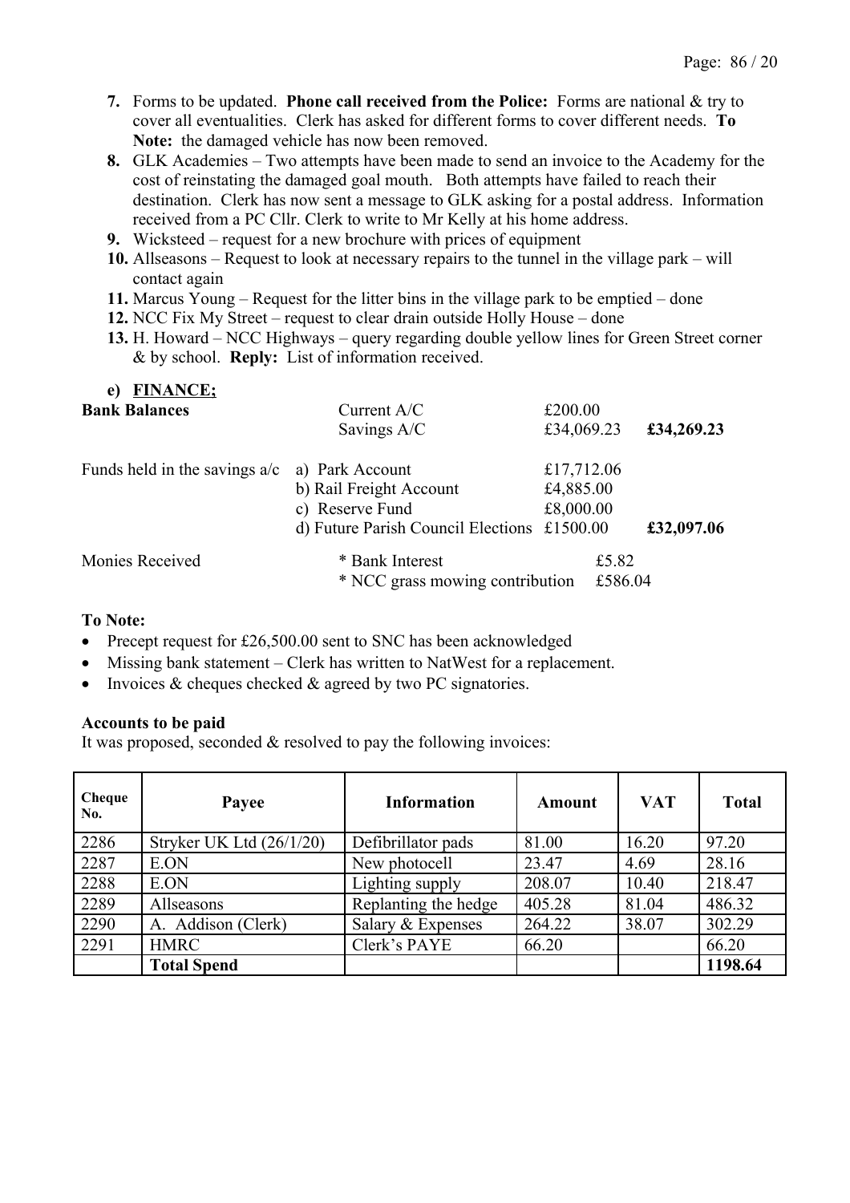7. Forms to be updated. **Phone call received from the Police:** Forms are national & try to cover all eventualities. Clerk has asked for different forms to cover different needs. **To Note:** the damaged vehicle has now been removed.
8. GLK Academies – Two attempts have been made to send an invoice to the Academy for the cost of reinstating the damaged goal mouth. Both attempts have failed to reach their destination. Clerk has now sent a message to GLK asking for a postal address. Information received from a PC Cllr. Clerk to write to Mr Kelly at his home address.
9. Wicksteed – request for a new brochure with prices of equipment
10. Allseasons – Request to look at necessary repairs to the tunnel in the village park – will contact again
11. Marcus Young – Request for the litter bins in the village park to be emptied – done
12. NCC Fix My Street – request to clear drain outside Holly House – done
13. H. Howard – NCC Highways – query regarding double yellow lines for Green Street corner & by school. **Reply:** List of information received.

**e) FINANCE;**

| | | | |
|---|---|---|---|
| **Bank Balances** | Current A/C | £200.00 | |
| | Savings A/C | £34,069.23 | **£34,269.23** |
| Funds held in the savings a/c | a) Park Account | £17,712.06 | |
| | b) Rail Freight Account | £4,885.00 | |
| | c) Reserve Fund | £8,000.00 | |
| | d) Future Parish Council Elections | £1500.00 | **£32,097.06** |
| Monies Received | * Bank Interest | £5.82 | |
| | * NCC grass mowing contribution | £586.04 | |

**To Note:**

- Precept request for £26,500.00 sent to SNC has been acknowledged
- Missing bank statement – Clerk has written to NatWest for a replacement.
- Invoices & cheques checked & agreed by two PC signatories.

**Accounts to be paid**

It was proposed, seconded & resolved to pay the following invoices:

| Cheque No. | Payee | Information | Amount | VAT | Total |
|---|---|---|---|---|---|
| 2286 | Stryker UK Ltd (26/1/20) | Defibrillator pads | 81.00 | 16.20 | 97.20 |
| 2287 | E.ON | New photocell | 23.47 | 4.69 | 28.16 |
| 2288 | E.ON | Lighting supply | 208.07 | 10.40 | 218.47 |
| 2289 | Allseasons | Replanting the hedge | 405.28 | 81.04 | 486.32 |
| 2290 | A. Addison (Clerk) | Salary & Expenses | 264.22 | 38.07 | 302.29 |
| 2291 | HMRC | Clerk's PAYE | 66.20 | | 66.20 |
| | **Total Spend** | | | | **1198.64** |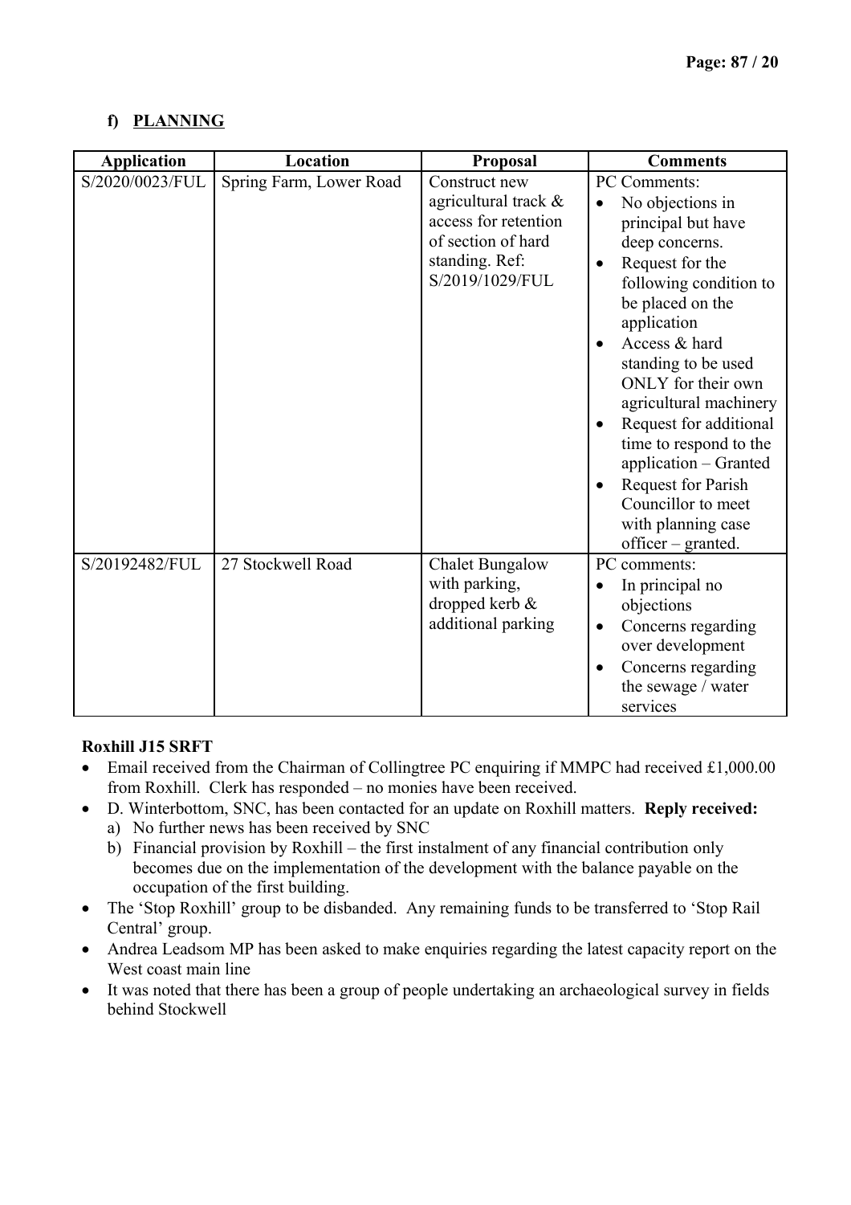## f) PLANNING

| Application | Location | Proposal | Comments |
|---|---|---|---|
| S/2020/0023/FUL | Spring Farm, Lower Road | Construct new agricultural track & access for retention of section of hard standing. Ref: S/2019/1029/FUL | PC Comments:<br>• No objections in principal but have deep concerns.<br>• Request for the following condition to be placed on the application<br>• Access & hard standing to be used ONLY for their own agricultural machinery<br>• Request for additional time to respond to the application – Granted<br>• Request for Parish Councillor to meet with planning case officer – granted. |
| S/20192482/FUL | 27 Stockwell Road | Chalet Bungalow with parking, dropped kerb & additional parking | PC comments:<br>• In principal no objections<br>• Concerns regarding over development<br>• Concerns regarding the sewage / water services |

**Roxhill J15 SRFT**

- Email received from the Chairman of Collingtree PC enquiring if MMPC had received £1,000.00 from Roxhill. Clerk has responded – no monies have been received.
- D. Winterbottom, SNC, has been contacted for an update on Roxhill matters. **Reply received:**
  a) No further news has been received by SNC
  b) Financial provision by Roxhill – the first instalment of any financial contribution only becomes due on the implementation of the development with the balance payable on the occupation of the first building.
- The 'Stop Roxhill' group to be disbanded. Any remaining funds to be transferred to 'Stop Rail Central' group.
- Andrea Leadsom MP has been asked to make enquiries regarding the latest capacity report on the West coast main line
- It was noted that there has been a group of people undertaking an archaeological survey in fields behind Stockwell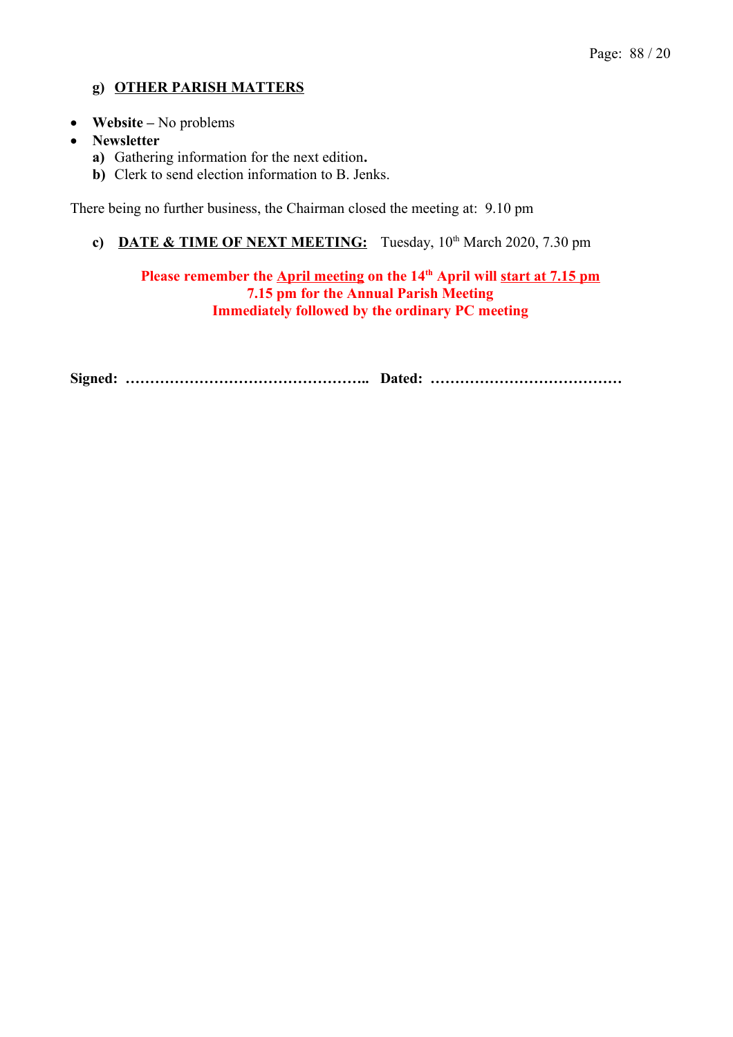**g) OTHER PARISH MATTERS**

- **Website –** No problems
- **Newsletter**
  - **a)** Gathering information for the next edition**.**
  - **b)** Clerk to send election information to B. Jenks.

There being no further business, the Chairman closed the meeting at: 9.10 pm

**c) DATE & TIME OF NEXT MEETING:** Tuesday, 10th March 2020, 7.30 pm

**Please remember the April meeting on the 14th April will start at 7.15 pm**
**7.15 pm for the Annual Parish Meeting**
**Immediately followed by the ordinary PC meeting**

**Signed: ………………………………………….. Dated: …………………………………**